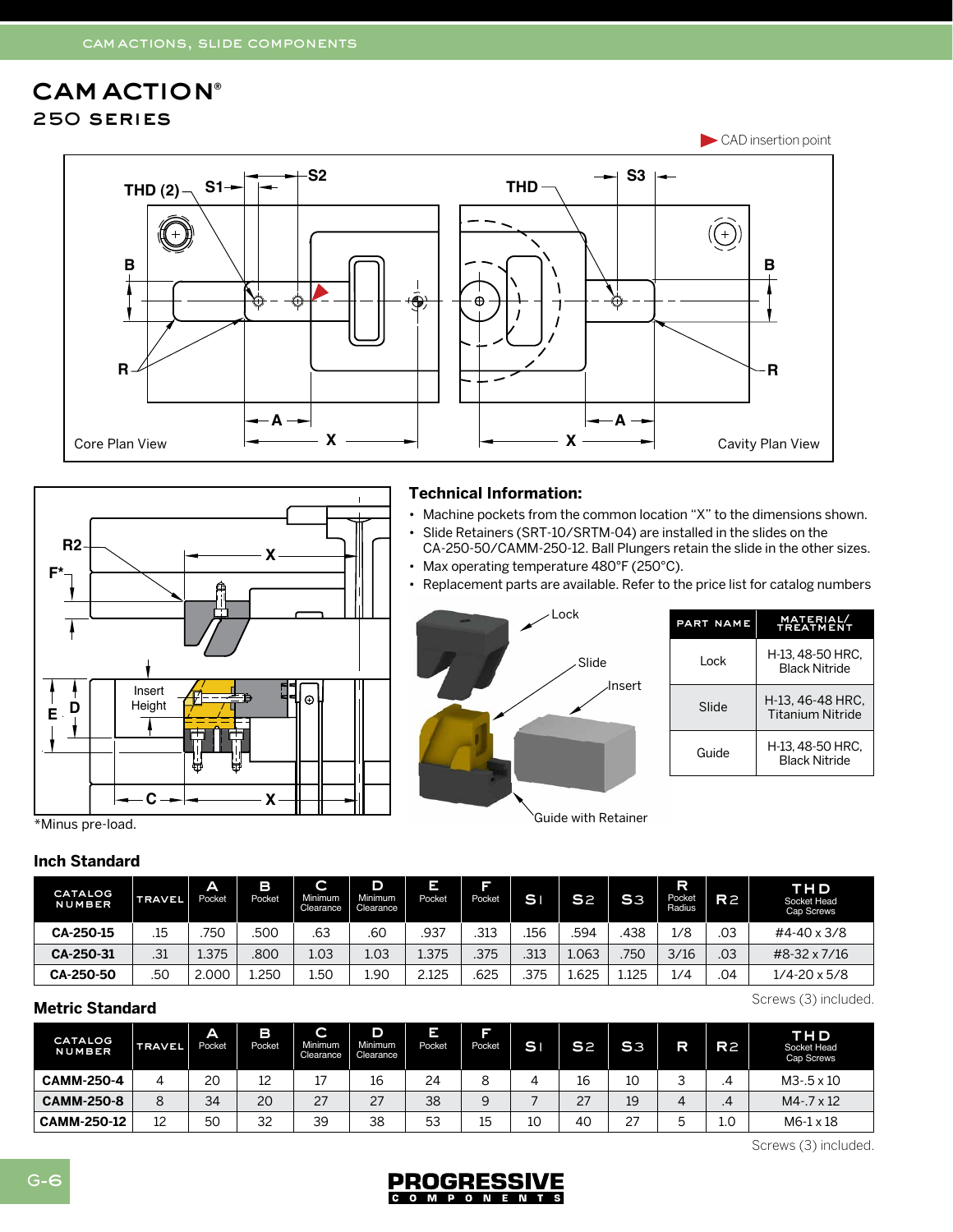# CAM ACTION®

## 250 SERIES

CAD insertion point

Core Plan View

Cavity Plan View

*Minus pre-load.

### Technical Information:

- Machine pockets from the common location "X" to the dimensions shown.
- Slide Retainers (SRT-10/SRTM-04) are installed in the slides on the CA-250-50/CAMM-250-12. Ball Plungers retain the slide in the other sizes.
- Max operating temperature 480°F (250°C).
- Replacement parts are available. Refer to the price list for catalog numbers

| PART NAME | MATERIAL/ TREATMENT |
|---|---|
| Lock | H-13, 48-50 HRC, Black Nitride |
| Slide | H-13, 46-48 HRC, Titanium Nitride |
| Guide | H-13, 48-50 HRC, Black Nitride |

### Inch Standard

| CATALOG NUMBER | TRAVEL | A Pocket | B Pocket | C Minimum Clearance | D Minimum Clearance | E Pocket | F Pocket | S1 | S2 | S3 | R Pocket Radius | R2 | THD Socket Head Cap Screws |
|---|---|---|---|---|---|---|---|---|---|---|---|---|---|
| CA-250-15 | .15 | .750 | .500 | .63 | .60 | .937 | .313 | .156 | .594 | .438 | 1/8 | .03 | #4-40 x 3/8 |
| CA-250-31 | .31 | 1.375 | .800 | 1.03 | 1.03 | 1.375 | .375 | .313 | 1.063 | .750 | 3/16 | .03 | #8-32 x 7/16 |
| CA-250-50 | .50 | 2.000 | 1.250 | 1.50 | 1.90 | 2.125 | .625 | .375 | 1.625 | 1.125 | 1/4 | .04 | 1/4-20 x 5/8 |

Screws (3) included.

### Metric Standard

| CATALOG NUMBER | TRAVEL | A Pocket | B Pocket | C Minimum Clearance | D Minimum Clearance | E Pocket | F Pocket | S1 | S2 | S3 | R | R2 | THD Socket Head Cap Screws |
|---|---|---|---|---|---|---|---|---|---|---|---|---|---|
| CAMM-250-4 | 4 | 20 | 12 | 17 | 16 | 24 | 8 | 4 | 16 | 10 | 3 | .4 | M3-.5 x 10 |
| CAMM-250-8 | 8 | 34 | 20 | 27 | 27 | 38 | 9 | 7 | 27 | 19 | 4 | .4 | M4-.7 x 12 |
| CAMM-250-12 | 12 | 50 | 32 | 39 | 38 | 53 | 15 | 10 | 40 | 27 | 5 | 1.0 | M6-1 x 18 |

Screws (3) included.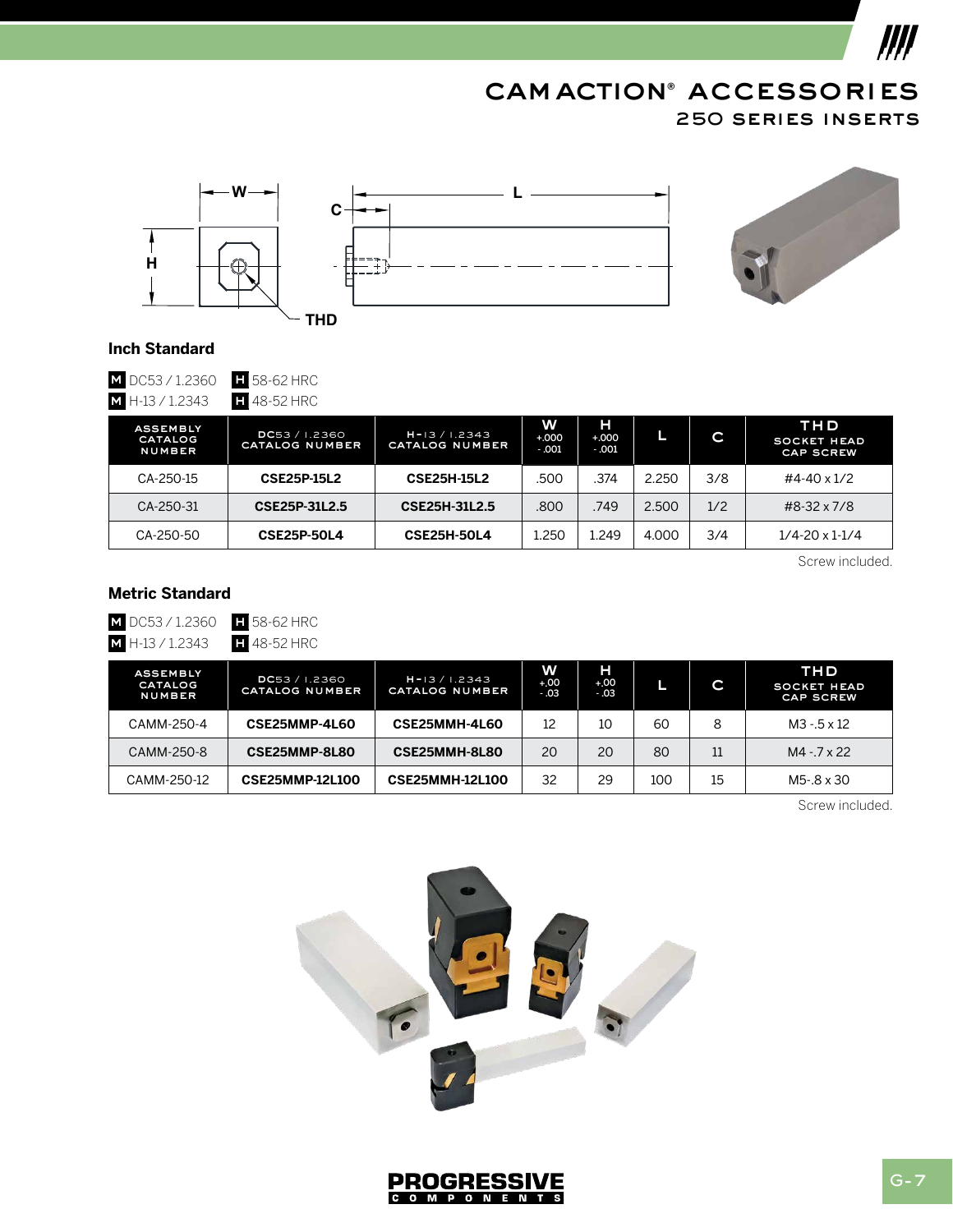# CAM ACTION® ACCESSORIES

## 250 SERIES INSERTS

### Inch Standard

**M** DC53 / 1.2360 **H** 58-62 HRC
**M** H-13 / 1.2343 **H** 48-52 HRC

| ASSEMBLY CATALOG NUMBER | DC53 / 1.2360 CATALOG NUMBER | H-13 / 1.2343 CATALOG NUMBER | W +.000 -.001 | H +.000 -.001 | L | C | THD SOCKET HEAD CAP SCREW |
|---|---|---|---|---|---|---|---|
| CA-250-15 | **CSE25P-15L2** | **CSE25H-15L2** | .500 | .374 | 2.250 | 3/8 | #4-40 x 1/2 |
| CA-250-31 | **CSE25P-31L2.5** | **CSE25H-31L2.5** | .800 | .749 | 2.500 | 1/2 | #8-32 x 7/8 |
| CA-250-50 | **CSE25P-50L4** | **CSE25H-50L4** | 1.250 | 1.249 | 4.000 | 3/4 | 1/4-20 x 1-1/4 |

Screw included.

### Metric Standard

**M** DC53 / 1.2360 **H** 58-62 HRC
**M** H-13 / 1.2343 **H** 48-52 HRC

| ASSEMBLY CATALOG NUMBER | DC53 / 1.2360 CATALOG NUMBER | H-13 / 1.2343 CATALOG NUMBER | W +.00 -.03 | H +.00 -.03 | L | C | THD SOCKET HEAD CAP SCREW |
|---|---|---|---|---|---|---|---|
| CAMM-250-4 | **CSE25MMP-4L60** | **CSE25MMH-4L60** | 12 | 10 | 60 | 8 | M3 -.5 x 12 |
| CAMM-250-8 | **CSE25MMP-8L80** | **CSE25MMH-8L80** | 20 | 20 | 80 | 11 | M4 -.7 x 22 |
| CAMM-250-12 | **CSE25MMP-12L100** | **CSE25MMH-12L100** | 32 | 29 | 100 | 15 | M5-.8 x 30 |

Screw included.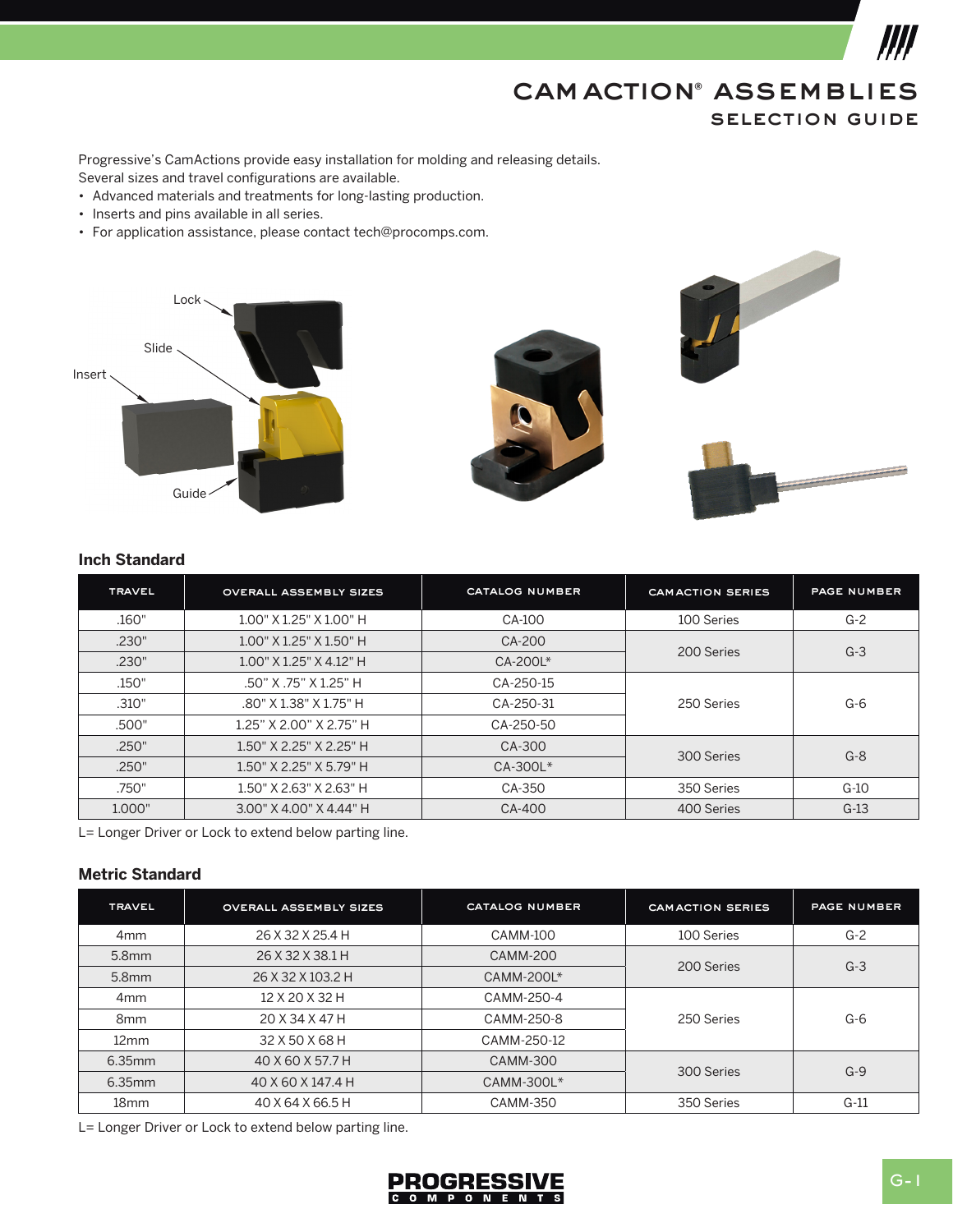# CAM ACTION® ASSEMBLIES

## SELECTION GUIDE

Progressive's CamActions provide easy installation for molding and releasing details. Several sizes and travel configurations are available.

- Advanced materials and treatments for long-lasting production.
- Inserts and pins available in all series.
- For application assistance, please contact tech@procomps.com.

Lock
Slide
Insert
Guide

### Inch Standard

| TRAVEL | OVERALL ASSEMBLY SIZES | CATALOG NUMBER | CAM ACTION SERIES | PAGE NUMBER |
|---|---|---|---|---|
| .160" | 1.00" X 1.25" X 1.00" H | CA-100 | 100 Series | G-2 |
| .230" | 1.00" X 1.25" X 1.50" H | CA-200 | 200 Series | G-3 |
| .230" | 1.00" X 1.25" X 4.12" H | CA-200L* | | |
| .150" | .50" X .75" X 1.25" H | CA-250-15 | 250 Series | G-6 |
| .310" | .80" X 1.38" X 1.75" H | CA-250-31 | | |
| .500" | 1.25" X 2.00" X 2.75" H | CA-250-50 | | |
| .250" | 1.50" X 2.25" X 2.25" H | CA-300 | 300 Series | G-8 |
| .250" | 1.50" X 2.25" X 5.79" H | CA-300L* | | |
| .750" | 1.50" X 2.63" X 2.63" H | CA-350 | 350 Series | G-10 |
| 1.000" | 3.00" X 4.00" X 4.44" H | CA-400 | 400 Series | G-13 |

L= Longer Driver or Lock to extend below parting line.

### Metric Standard

| TRAVEL | OVERALL ASSEMBLY SIZES | CATALOG NUMBER | CAM ACTION SERIES | PAGE NUMBER |
|---|---|---|---|---|
| 4mm | 26 X 32 X 25.4 H | CAMM-100 | 100 Series | G-2 |
| 5.8mm | 26 X 32 X 38.1 H | CAMM-200 | 200 Series | G-3 |
| 5.8mm | 26 X 32 X 103.2 H | CAMM-200L* | | |
| 4mm | 12 X 20 X 32 H | CAMM-250-4 | 250 Series | G-6 |
| 8mm | 20 X 34 X 47 H | CAMM-250-8 | | |
| 12mm | 32 X 50 X 68 H | CAMM-250-12 | | |
| 6.35mm | 40 X 60 X 57.7 H | CAMM-300 | 300 Series | G-9 |
| 6.35mm | 40 X 60 X 147.4 H | CAMM-300L* | | |
| 18mm | 40 X 64 X 66.5 H | CAMM-350 | 350 Series | G-11 |

L= Longer Driver or Lock to extend below parting line.